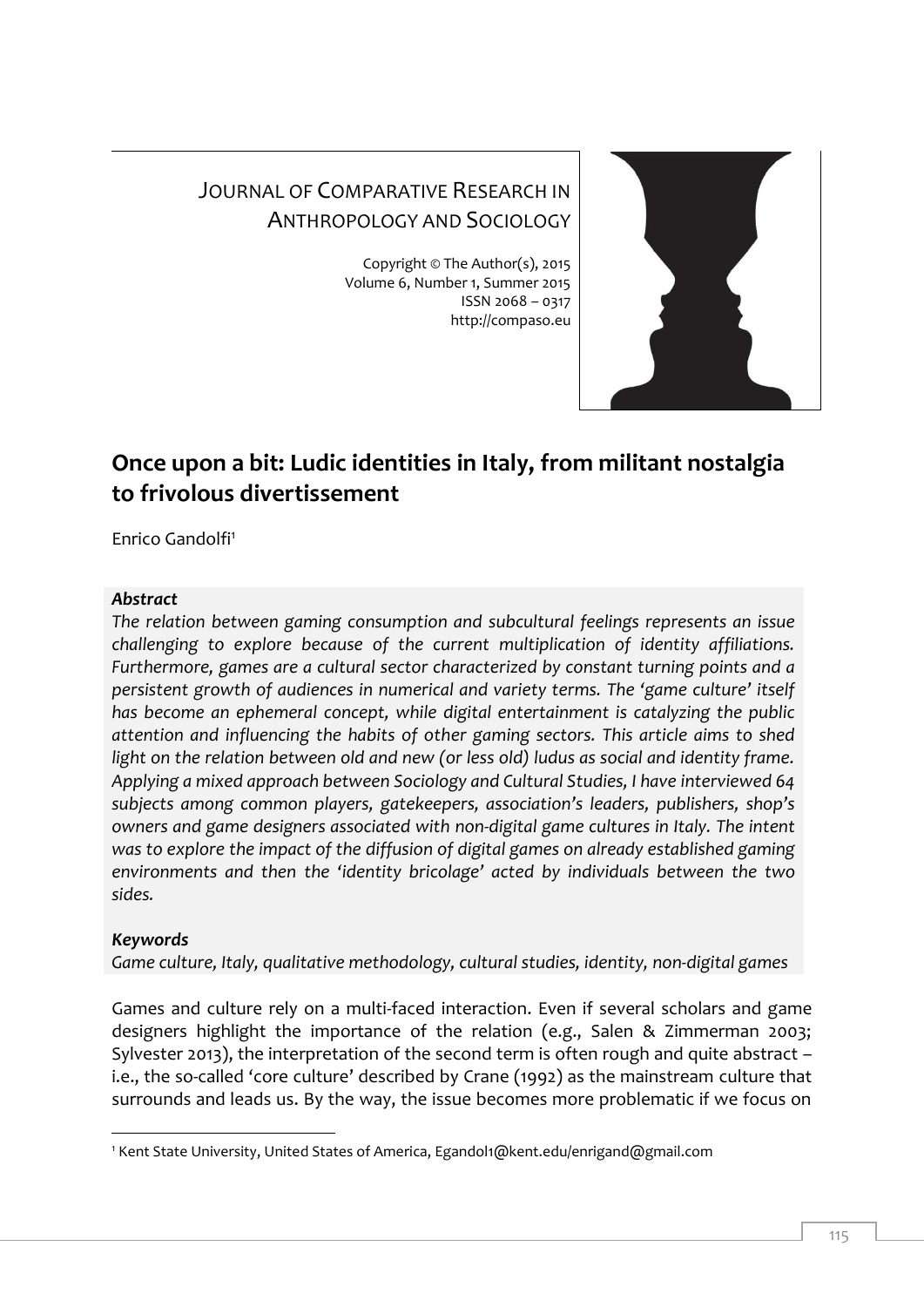JOURNAL OF COMPARATIVE RESEARCH IN ANTHROPOLOGY AND SOCIOLOGY

Copyright © The Author(s), 2015
Volume 6, Number 1, Summer 2015
ISSN 2068 – 0317
http://compaso.eu

# Once upon a bit: Ludic identities in Italy, from militant nostalgia to frivolous divertissement

Enrico Gandolfi[1]

***Abstract***

*The relation between gaming consumption and subcultural feelings represents an issue challenging to explore because of the current multiplication of identity affiliations. Furthermore, games are a cultural sector characterized by constant turning points and a persistent growth of audiences in numerical and variety terms. The 'game culture' itself has become an ephemeral concept, while digital entertainment is catalyzing the public attention and influencing the habits of other gaming sectors. This article aims to shed light on the relation between old and new (or less old) ludus as social and identity frame. Applying a mixed approach between Sociology and Cultural Studies, I have interviewed 64 subjects among common players, gatekeepers, association's leaders, publishers, shop's owners and game designers associated with non-digital game cultures in Italy. The intent was to explore the impact of the diffusion of digital games on already established gaming environments and then the 'identity bricolage' acted by individuals between the two sides.*

***Keywords***

*Game culture, Italy, qualitative methodology, cultural studies, identity, non-digital games*

Games and culture rely on a multi-faced interaction. Even if several scholars and game designers highlight the importance of the relation (e.g., Salen & Zimmerman 2003; Sylvester 2013), the interpretation of the second term is often rough and quite abstract – i.e., the so-called 'core culture' described by Crane (1992) as the mainstream culture that surrounds and leads us. By the way, the issue becomes more problematic if we focus on

[1] Kent State University, United States of America, Egandol1@kent.edu/enrigand@gmail.com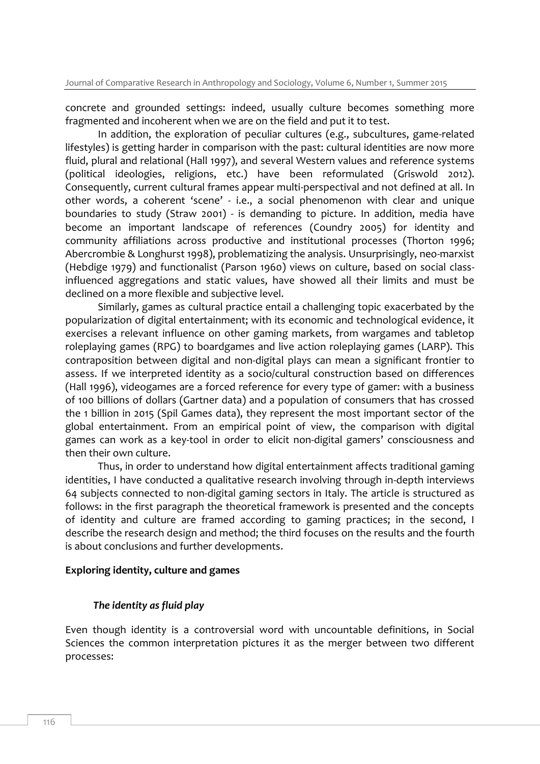concrete and grounded settings: indeed, usually culture becomes something more fragmented and incoherent when we are on the field and put it to test.

In addition, the exploration of peculiar cultures (e.g., subcultures, game-related lifestyles) is getting harder in comparison with the past: cultural identities are now more fluid, plural and relational (Hall 1997), and several Western values and reference systems (political ideologies, religions, etc.) have been reformulated (Griswold 2012). Consequently, current cultural frames appear multi-perspectival and not defined at all. In other words, a coherent 'scene' - i.e., a social phenomenon with clear and unique boundaries to study (Straw 2001) - is demanding to picture. In addition, media have become an important landscape of references (Coundry 2005) for identity and community affiliations across productive and institutional processes (Thorton 1996; Abercrombie & Longhurst 1998), problematizing the analysis. Unsurprisingly, neo-marxist (Hebdige 1979) and functionalist (Parson 1960) views on culture, based on social class-influenced aggregations and static values, have showed all their limits and must be declined on a more flexible and subjective level.

Similarly, games as cultural practice entail a challenging topic exacerbated by the popularization of digital entertainment; with its economic and technological evidence, it exercises a relevant influence on other gaming markets, from wargames and tabletop roleplaying games (RPG) to boardgames and live action roleplaying games (LARP). This contraposition between digital and non-digital plays can mean a significant frontier to assess. If we interpreted identity as a socio/cultural construction based on differences (Hall 1996), videogames are a forced reference for every type of gamer: with a business of 100 billions of dollars (Gartner data) and a population of consumers that has crossed the 1 billion in 2015 (Spil Games data), they represent the most important sector of the global entertainment. From an empirical point of view, the comparison with digital games can work as a key-tool in order to elicit non-digital gamers' consciousness and then their own culture.

Thus, in order to understand how digital entertainment affects traditional gaming identities, I have conducted a qualitative research involving through in-depth interviews 64 subjects connected to non-digital gaming sectors in Italy. The article is structured as follows: in the first paragraph the theoretical framework is presented and the concepts of identity and culture are framed according to gaming practices; in the second, I describe the research design and method; the third focuses on the results and the fourth is about conclusions and further developments.

## Exploring identity, culture and games

### *The identity as fluid play*

Even though identity is a controversial word with uncountable definitions, in Social Sciences the common interpretation pictures it as the merger between two different processes: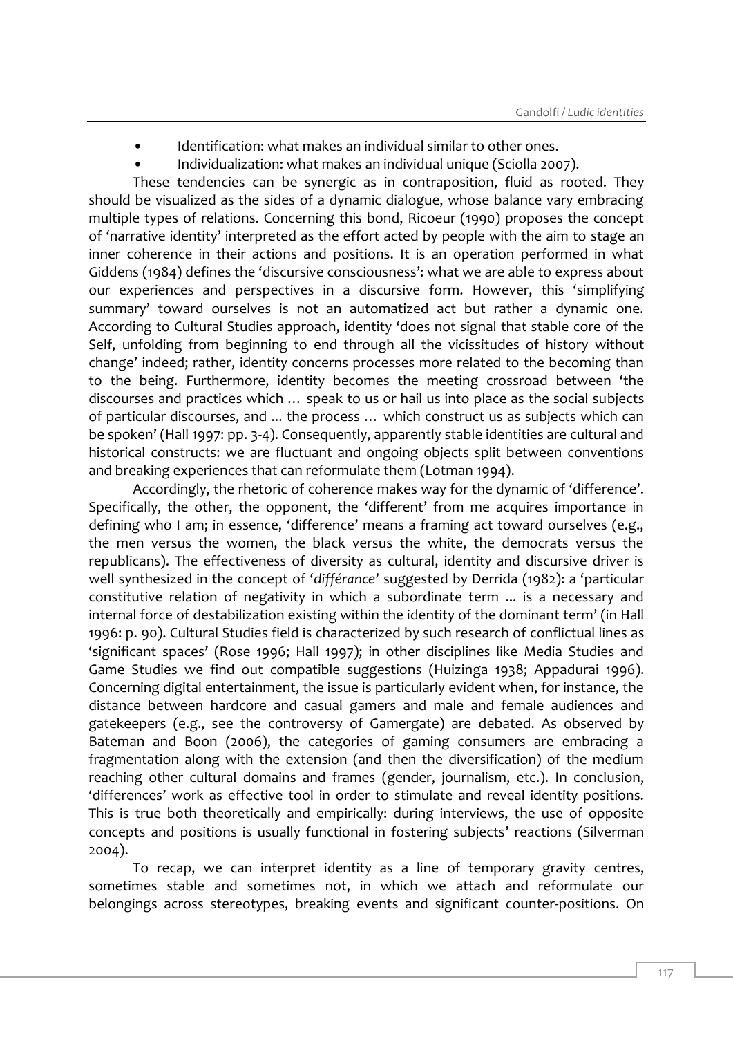- Identification: what makes an individual similar to other ones.
- Individualization: what makes an individual unique (Sciolla 2007).

These tendencies can be synergic as in contraposition, fluid as rooted. They should be visualized as the sides of a dynamic dialogue, whose balance vary embracing multiple types of relations. Concerning this bond, Ricoeur (1990) proposes the concept of 'narrative identity' interpreted as the effort acted by people with the aim to stage an inner coherence in their actions and positions. It is an operation performed in what Giddens (1984) defines the 'discursive consciousness': what we are able to express about our experiences and perspectives in a discursive form. However, this 'simplifying summary' toward ourselves is not an automatized act but rather a dynamic one. According to Cultural Studies approach, identity 'does not signal that stable core of the Self, unfolding from beginning to end through all the vicissitudes of history without change' indeed; rather, identity concerns processes more related to the becoming than to the being. Furthermore, identity becomes the meeting crossroad between 'the discourses and practices which … speak to us or hail us into place as the social subjects of particular discourses, and ... the process … which construct us as subjects which can be spoken' (Hall 1997: pp. 3-4). Consequently, apparently stable identities are cultural and historical constructs: we are fluctuant and ongoing objects split between conventions and breaking experiences that can reformulate them (Lotman 1994).

Accordingly, the rhetoric of coherence makes way for the dynamic of 'difference'. Specifically, the other, the opponent, the 'different' from me acquires importance in defining who I am; in essence, 'difference' means a framing act toward ourselves (e.g., the men versus the women, the black versus the white, the democrats versus the republicans). The effectiveness of diversity as cultural, identity and discursive driver is well synthesized in the concept of '*différance*' suggested by Derrida (1982): a 'particular constitutive relation of negativity in which a subordinate term ... is a necessary and internal force of destabilization existing within the identity of the dominant term' (in Hall 1996: p. 90). Cultural Studies field is characterized by such research of conflictual lines as 'significant spaces' (Rose 1996; Hall 1997); in other disciplines like Media Studies and Game Studies we find out compatible suggestions (Huizinga 1938; Appadurai 1996). Concerning digital entertainment, the issue is particularly evident when, for instance, the distance between hardcore and casual gamers and male and female audiences and gatekeepers (e.g., see the controversy of Gamergate) are debated. As observed by Bateman and Boon (2006), the categories of gaming consumers are embracing a fragmentation along with the extension (and then the diversification) of the medium reaching other cultural domains and frames (gender, journalism, etc.). In conclusion, 'differences' work as effective tool in order to stimulate and reveal identity positions. This is true both theoretically and empirically: during interviews, the use of opposite concepts and positions is usually functional in fostering subjects' reactions (Silverman 2004).

To recap, we can interpret identity as a line of temporary gravity centres, sometimes stable and sometimes not, in which we attach and reformulate our belongings across stereotypes, breaking events and significant counter-positions. On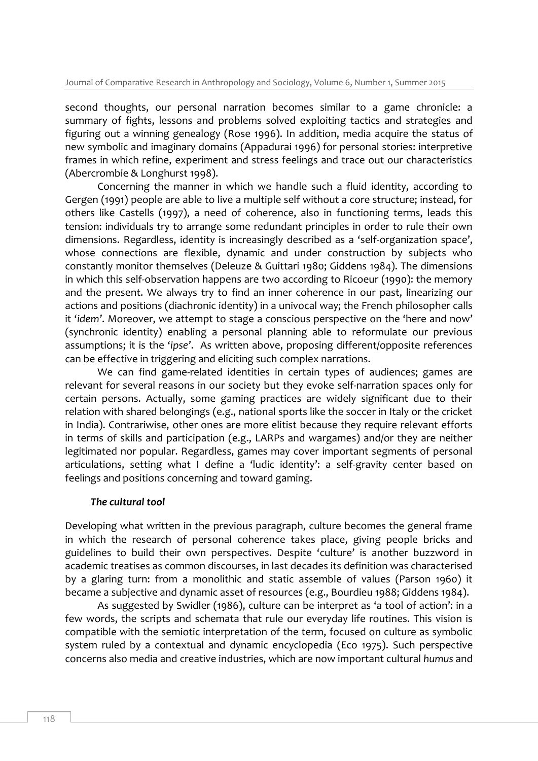second thoughts, our personal narration becomes similar to a game chronicle: a summary of fights, lessons and problems solved exploiting tactics and strategies and figuring out a winning genealogy (Rose 1996). In addition, media acquire the status of new symbolic and imaginary domains (Appadurai 1996) for personal stories: interpretive frames in which refine, experiment and stress feelings and trace out our characteristics (Abercrombie & Longhurst 1998).

Concerning the manner in which we handle such a fluid identity, according to Gergen (1991) people are able to live a multiple self without a core structure; instead, for others like Castells (1997), a need of coherence, also in functioning terms, leads this tension: individuals try to arrange some redundant principles in order to rule their own dimensions. Regardless, identity is increasingly described as a 'self-organization space', whose connections are flexible, dynamic and under construction by subjects who constantly monitor themselves (Deleuze & Guittari 1980; Giddens 1984). The dimensions in which this self-observation happens are two according to Ricoeur (1990): the memory and the present. We always try to find an inner coherence in our past, linearizing our actions and positions (diachronic identity) in a univocal way; the French philosopher calls it '*idem*'. Moreover, we attempt to stage a conscious perspective on the 'here and now' (synchronic identity) enabling a personal planning able to reformulate our previous assumptions; it is the '*ipse*'. As written above, proposing different/opposite references can be effective in triggering and eliciting such complex narrations.

We can find game-related identities in certain types of audiences; games are relevant for several reasons in our society but they evoke self-narration spaces only for certain persons. Actually, some gaming practices are widely significant due to their relation with shared belongings (e.g., national sports like the soccer in Italy or the cricket in India). Contrariwise, other ones are more elitist because they require relevant efforts in terms of skills and participation (e.g., LARPs and wargames) and/or they are neither legitimated nor popular. Regardless, games may cover important segments of personal articulations, setting what I define a 'ludic identity': a self-gravity center based on feelings and positions concerning and toward gaming.

### *The cultural tool*

Developing what written in the previous paragraph, culture becomes the general frame in which the research of personal coherence takes place, giving people bricks and guidelines to build their own perspectives. Despite 'culture' is another buzzword in academic treatises as common discourses, in last decades its definition was characterised by a glaring turn: from a monolithic and static assemble of values (Parson 1960) it became a subjective and dynamic asset of resources (e.g., Bourdieu 1988; Giddens 1984).

As suggested by Swidler (1986), culture can be interpret as 'a tool of action': in a few words, the scripts and schemata that rule our everyday life routines. This vision is compatible with the semiotic interpretation of the term, focused on culture as symbolic system ruled by a contextual and dynamic encyclopedia (Eco 1975). Such perspective concerns also media and creative industries, which are now important cultural *humus* and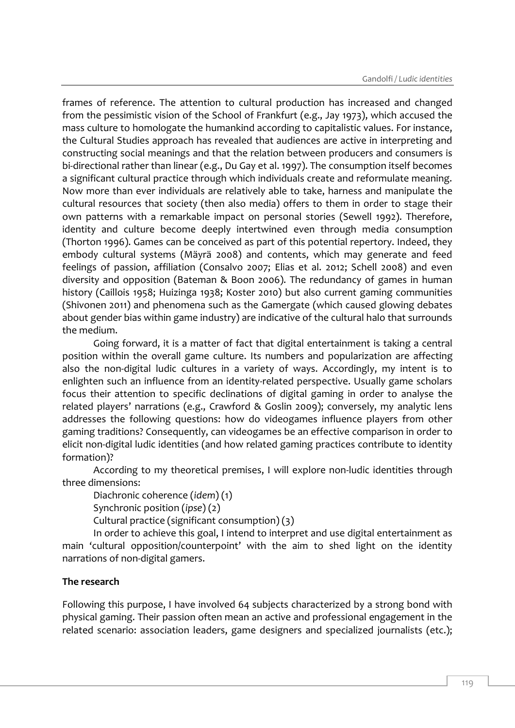frames of reference. The attention to cultural production has increased and changed from the pessimistic vision of the School of Frankfurt (e.g., Jay 1973), which accused the mass culture to homologate the humankind according to capitalistic values. For instance, the Cultural Studies approach has revealed that audiences are active in interpreting and constructing social meanings and that the relation between producers and consumers is bi-directional rather than linear (e.g., Du Gay et al. 1997). The consumption itself becomes a significant cultural practice through which individuals create and reformulate meaning. Now more than ever individuals are relatively able to take, harness and manipulate the cultural resources that society (then also media) offers to them in order to stage their own patterns with a remarkable impact on personal stories (Sewell 1992). Therefore, identity and culture become deeply intertwined even through media consumption (Thorton 1996). Games can be conceived as part of this potential repertory. Indeed, they embody cultural systems (Mäyrä 2008) and contents, which may generate and feed feelings of passion, affiliation (Consalvo 2007; Elias et al. 2012; Schell 2008) and even diversity and opposition (Bateman & Boon 2006). The redundancy of games in human history (Caillois 1958; Huizinga 1938; Koster 2010) but also current gaming communities (Shivonen 2011) and phenomena such as the Gamergate (which caused glowing debates about gender bias within game industry) are indicative of the cultural halo that surrounds the medium.

Going forward, it is a matter of fact that digital entertainment is taking a central position within the overall game culture. Its numbers and popularization are affecting also the non-digital ludic cultures in a variety of ways. Accordingly, my intent is to enlighten such an influence from an identity-related perspective. Usually game scholars focus their attention to specific declinations of digital gaming in order to analyse the related players' narrations (e.g., Crawford & Goslin 2009); conversely, my analytic lens addresses the following questions: how do videogames influence players from other gaming traditions? Consequently, can videogames be an effective comparison in order to elicit non-digital ludic identities (and how related gaming practices contribute to identity formation)?

According to my theoretical premises, I will explore non-ludic identities through three dimensions:

Diachronic coherence (*idem*) (1)

Synchronic position (*ipse*) (2)

Cultural practice (significant consumption) (3)

In order to achieve this goal, I intend to interpret and use digital entertainment as main 'cultural opposition/counterpoint' with the aim to shed light on the identity narrations of non-digital gamers.

**The research**

Following this purpose, I have involved 64 subjects characterized by a strong bond with physical gaming. Their passion often mean an active and professional engagement in the related scenario: association leaders, game designers and specialized journalists (etc.);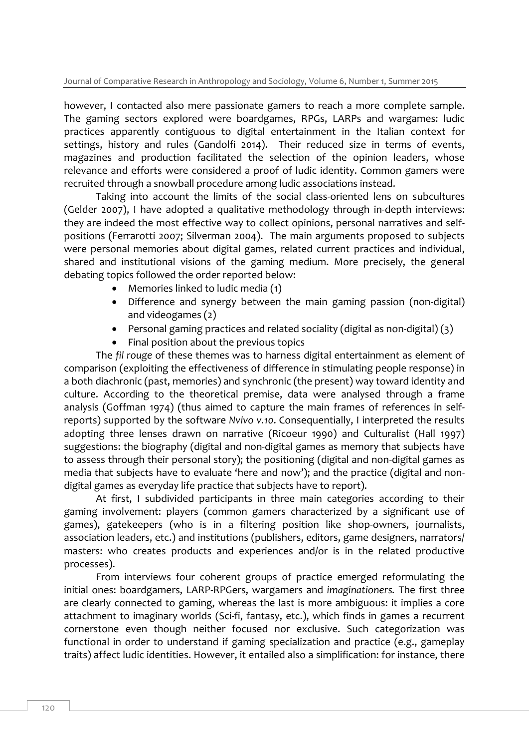however, I contacted also mere passionate gamers to reach a more complete sample. The gaming sectors explored were boardgames, RPGs, LARPs and wargames: ludic practices apparently contiguous to digital entertainment in the Italian context for settings, history and rules (Gandolfi 2014). Their reduced size in terms of events, magazines and production facilitated the selection of the opinion leaders, whose relevance and efforts were considered a proof of ludic identity. Common gamers were recruited through a snowball procedure among ludic associations instead.

Taking into account the limits of the social class-oriented lens on subcultures (Gelder 2007), I have adopted a qualitative methodology through in-depth interviews: they are indeed the most effective way to collect opinions, personal narratives and self-positions (Ferrarotti 2007; Silverman 2004). The main arguments proposed to subjects were personal memories about digital games, related current practices and individual, shared and institutional visions of the gaming medium. More precisely, the general debating topics followed the order reported below:

- Memories linked to ludic media (1)
- Difference and synergy between the main gaming passion (non-digital) and videogames (2)
- Personal gaming practices and related sociality (digital as non-digital) (3)
- Final position about the previous topics

The *fil rouge* of these themes was to harness digital entertainment as element of comparison (exploiting the effectiveness of difference in stimulating people response) in a both diachronic (past, memories) and synchronic (the present) way toward identity and culture. According to the theoretical premise, data were analysed through a frame analysis (Goffman 1974) (thus aimed to capture the main frames of references in self-reports) supported by the software *Nvivo v.10*. Consequentially, I interpreted the results adopting three lenses drawn on narrative (Ricoeur 1990) and Culturalist (Hall 1997) suggestions: the biography (digital and non-digital games as memory that subjects have to assess through their personal story); the positioning (digital and non-digital games as media that subjects have to evaluate 'here and now'); and the practice (digital and non-digital games as everyday life practice that subjects have to report).

At first, I subdivided participants in three main categories according to their gaming involvement: players (common gamers characterized by a significant use of games), gatekeepers (who is in a filtering position like shop-owners, journalists, association leaders, etc.) and institutions (publishers, editors, game designers, narrators/ masters: who creates products and experiences and/or is in the related productive processes).

From interviews four coherent groups of practice emerged reformulating the initial ones: boardgamers, LARP-RPGers, wargamers and *imaginationers.* The first three are clearly connected to gaming, whereas the last is more ambiguous: it implies a core attachment to imaginary worlds (Sci-fi, fantasy, etc.), which finds in games a recurrent cornerstone even though neither focused nor exclusive. Such categorization was functional in order to understand if gaming specialization and practice (e.g., gameplay traits) affect ludic identities. However, it entailed also a simplification: for instance, there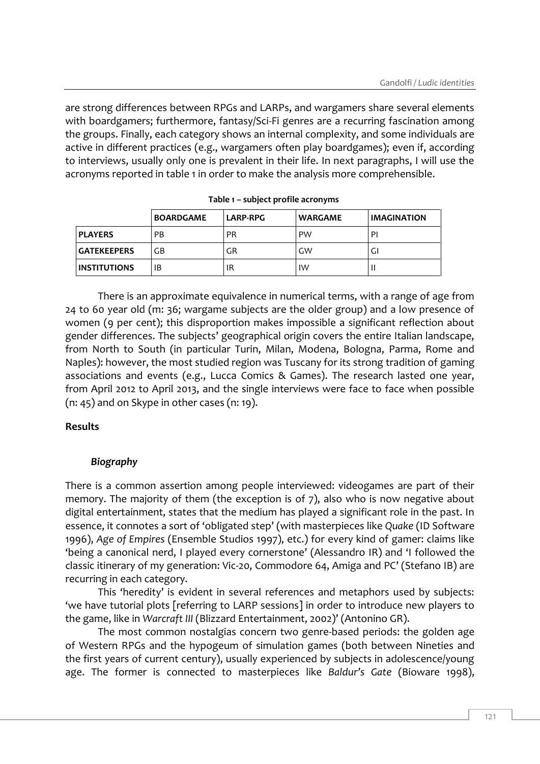are strong differences between RPGs and LARPs, and wargamers share several elements with boardgamers; furthermore, fantasy/Sci-Fi genres are a recurring fascination among the groups. Finally, each category shows an internal complexity, and some individuals are active in different practices (e.g., wargamers often play boardgames); even if, according to interviews, usually only one is prevalent in their life. In next paragraphs, I will use the acronyms reported in table 1 in order to make the analysis more comprehensible.

**Table 1 – subject profile acronyms**

| | BOARDGAME | LARP-RPG | WARGAME | IMAGINATION |
|---|---|---|---|---|
| **PLAYERS** | PB | PR | PW | PI |
| **GATEKEEPERS** | GB | GR | GW | GI |
| **INSTITUTIONS** | IB | IR | IW | II |

There is an approximate equivalence in numerical terms, with a range of age from 24 to 60 year old (m: 36; wargame subjects are the older group) and a low presence of women (9 per cent); this disproportion makes impossible a significant reflection about gender differences. The subjects' geographical origin covers the entire Italian landscape, from North to South (in particular Turin, Milan, Modena, Bologna, Parma, Rome and Naples): however, the most studied region was Tuscany for its strong tradition of gaming associations and events (e.g., Lucca Comics & Games). The research lasted one year, from April 2012 to April 2013, and the single interviews were face to face when possible (n: 45) and on Skype in other cases (n: 19).

## Results

### *Biography*

There is a common assertion among people interviewed: videogames are part of their memory. The majority of them (the exception is of 7), also who is now negative about digital entertainment, states that the medium has played a significant role in the past. In essence, it connotes a sort of 'obligated step' (with masterpieces like *Quake* (ID Software 1996), *Age of Empires* (Ensemble Studios 1997), etc.) for every kind of gamer: claims like 'being a canonical nerd, I played every cornerstone' (Alessandro IR) and 'I followed the classic itinerary of my generation: Vic-20, Commodore 64, Amiga and PC' (Stefano IB) are recurring in each category.

This 'heredity' is evident in several references and metaphors used by subjects: 'we have tutorial plots [referring to LARP sessions] in order to introduce new players to the game, like in *Warcraft III* (Blizzard Entertainment, 2002)' (Antonino GR).

The most common nostalgias concern two genre-based periods: the golden age of Western RPGs and the hypogeum of simulation games (both between Nineties and the first years of current century), usually experienced by subjects in adolescence/young age. The former is connected to masterpieces like *Baldur's Gate* (Bioware 1998),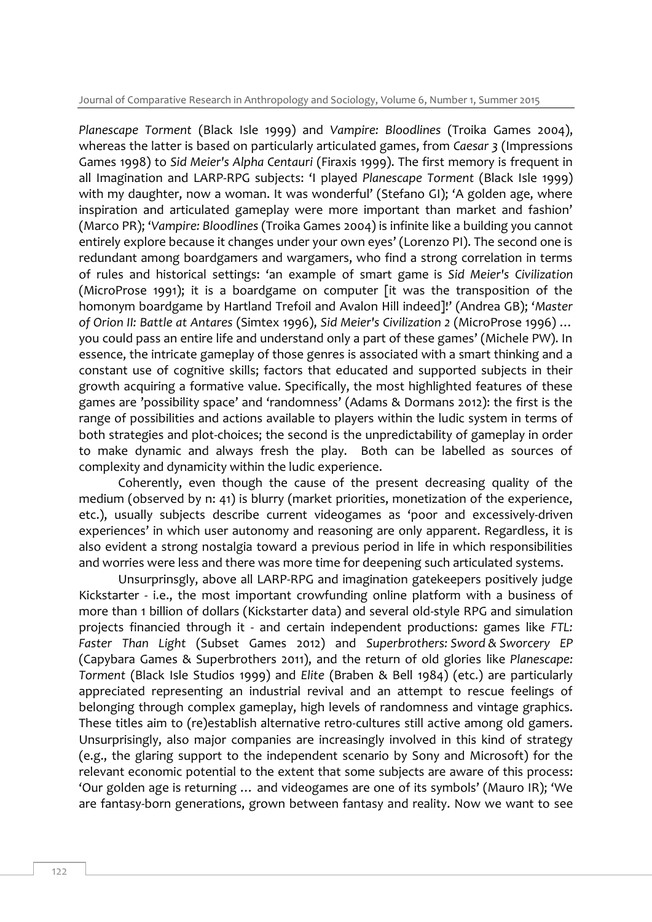*Planescape Torment* (Black Isle 1999) and *Vampire: Bloodlines* (Troika Games 2004), whereas the latter is based on particularly articulated games, from *Caesar 3* (Impressions Games 1998) to *Sid Meier's Alpha Centauri* (Firaxis 1999). The first memory is frequent in all Imagination and LARP-RPG subjects: 'I played *Planescape Torment* (Black Isle 1999) with my daughter, now a woman. It was wonderful' (Stefano GI); 'A golden age, where inspiration and articulated gameplay were more important than market and fashion' (Marco PR); '*Vampire: Bloodlines* (Troika Games 2004) is infinite like a building you cannot entirely explore because it changes under your own eyes' (Lorenzo PI). The second one is redundant among boardgamers and wargamers, who find a strong correlation in terms of rules and historical settings: 'an example of smart game is *Sid Meier's Civilization* (MicroProse 1991); it is a boardgame on computer [it was the transposition of the homonym boardgame by Hartland Trefoil and Avalon Hill indeed]!' (Andrea GB); '*Master of Orion II: Battle at Antares* (Simtex 1996), *Sid Meier's Civilization 2* (MicroProse 1996) … you could pass an entire life and understand only a part of these games' (Michele PW). In essence, the intricate gameplay of those genres is associated with a smart thinking and a constant use of cognitive skills; factors that educated and supported subjects in their growth acquiring a formative value. Specifically, the most highlighted features of these games are 'possibility space' and 'randomness' (Adams & Dormans 2012): the first is the range of possibilities and actions available to players within the ludic system in terms of both strategies and plot-choices; the second is the unpredictability of gameplay in order to make dynamic and always fresh the play. Both can be labelled as sources of complexity and dynamicity within the ludic experience.

Coherently, even though the cause of the present decreasing quality of the medium (observed by n: 41) is blurry (market priorities, monetization of the experience, etc.), usually subjects describe current videogames as 'poor and excessively-driven experiences' in which user autonomy and reasoning are only apparent. Regardless, it is also evident a strong nostalgia toward a previous period in life in which responsibilities and worries were less and there was more time for deepening such articulated systems.

Unsurprinsgly, above all LARP-RPG and imagination gatekeepers positively judge Kickstarter - i.e., the most important crowfunding online platform with a business of more than 1 billion of dollars (Kickstarter data) and several old-style RPG and simulation projects financied through it - and certain independent productions: games like *FTL: Faster Than Light* (Subset Games 2012) and *Superbrothers: Sword & Sworcery EP* (Capybara Games & Superbrothers 2011), and the return of old glories like *Planescape: Torment* (Black Isle Studios 1999) and *Elite* (Braben & Bell 1984) (etc.) are particularly appreciated representing an industrial revival and an attempt to rescue feelings of belonging through complex gameplay, high levels of randomness and vintage graphics. These titles aim to (re)establish alternative retro-cultures still active among old gamers. Unsurprisingly, also major companies are increasingly involved in this kind of strategy (e.g., the glaring support to the independent scenario by Sony and Microsoft) for the relevant economic potential to the extent that some subjects are aware of this process: 'Our golden age is returning … and videogames are one of its symbols' (Mauro IR); 'We are fantasy-born generations, grown between fantasy and reality. Now we want to see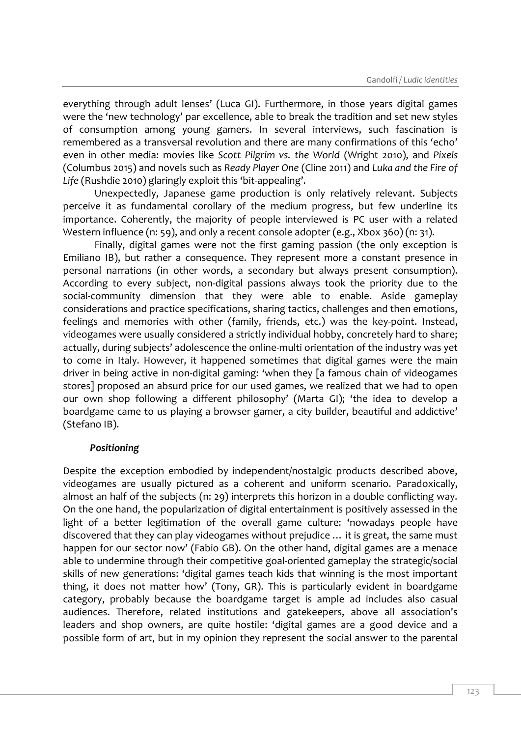everything through adult lenses' (Luca GI). Furthermore, in those years digital games were the 'new technology' par excellence, able to break the tradition and set new styles of consumption among young gamers. In several interviews, such fascination is remembered as a transversal revolution and there are many confirmations of this 'echo' even in other media: movies like *Scott Pilgrim vs. the World* (Wright 2010), and *Pixels* (Columbus 2015) and novels such as *Ready Player One* (Cline 2011) and *Luka and the Fire of Life* (Rushdie 2010) glaringly exploit this 'bit-appealing'.

Unexpectedly, Japanese game production is only relatively relevant. Subjects perceive it as fundamental corollary of the medium progress, but few underline its importance. Coherently, the majority of people interviewed is PC user with a related Western influence (n: 59), and only a recent console adopter (e.g., Xbox 360) (n: 31).

Finally, digital games were not the first gaming passion (the only exception is Emiliano IB), but rather a consequence. They represent more a constant presence in personal narrations (in other words, a secondary but always present consumption). According to every subject, non-digital passions always took the priority due to the social-community dimension that they were able to enable. Aside gameplay considerations and practice specifications, sharing tactics, challenges and then emotions, feelings and memories with other (family, friends, etc.) was the key-point. Instead, videogames were usually considered a strictly individual hobby, concretely hard to share; actually, during subjects' adolescence the online-multi orientation of the industry was yet to come in Italy. However, it happened sometimes that digital games were the main driver in being active in non-digital gaming: 'when they [a famous chain of videogames stores] proposed an absurd price for our used games, we realized that we had to open our own shop following a different philosophy' (Marta GI); 'the idea to develop a boardgame came to us playing a browser gamer, a city builder, beautiful and addictive' (Stefano IB).

***Positioning***

Despite the exception embodied by independent/nostalgic products described above, videogames are usually pictured as a coherent and uniform scenario. Paradoxically, almost an half of the subjects (n: 29) interprets this horizon in a double conflicting way. On the one hand, the popularization of digital entertainment is positively assessed in the light of a better legitimation of the overall game culture: 'nowadays people have discovered that they can play videogames without prejudice … it is great, the same must happen for our sector now' (Fabio GB). On the other hand, digital games are a menace able to undermine through their competitive goal-oriented gameplay the strategic/social skills of new generations: 'digital games teach kids that winning is the most important thing, it does not matter how' (Tony, GR). This is particularly evident in boardgame category, probably because the boardgame target is ample ad includes also casual audiences. Therefore, related institutions and gatekeepers, above all association's leaders and shop owners, are quite hostile: 'digital games are a good device and a possible form of art, but in my opinion they represent the social answer to the parental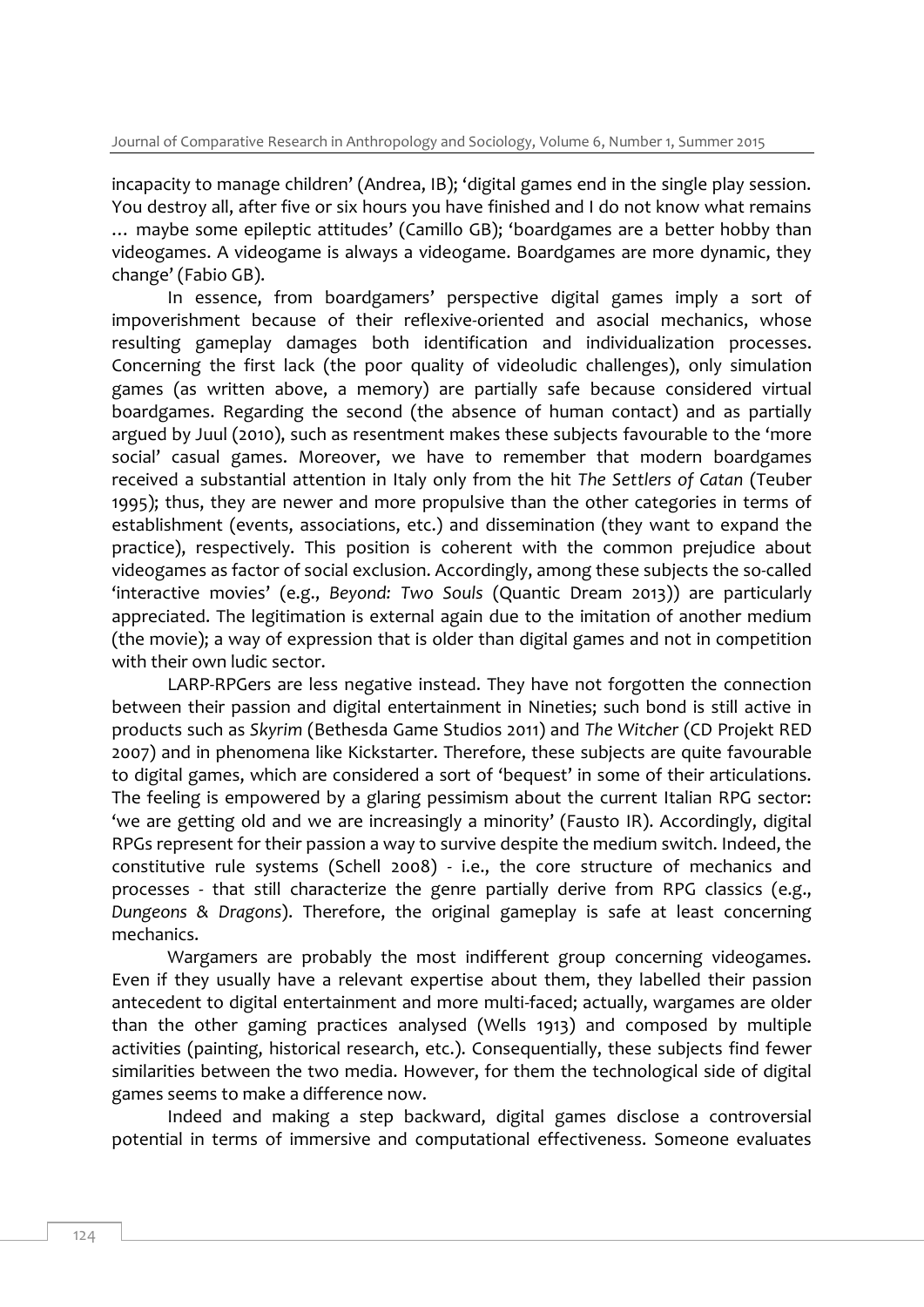incapacity to manage children' (Andrea, IB); 'digital games end in the single play session. You destroy all, after five or six hours you have finished and I do not know what remains … maybe some epileptic attitudes' (Camillo GB); 'boardgames are a better hobby than videogames. A videogame is always a videogame. Boardgames are more dynamic, they change' (Fabio GB).

In essence, from boardgamers' perspective digital games imply a sort of impoverishment because of their reflexive-oriented and asocial mechanics, whose resulting gameplay damages both identification and individualization processes. Concerning the first lack (the poor quality of videoludic challenges), only simulation games (as written above, a memory) are partially safe because considered virtual boardgames. Regarding the second (the absence of human contact) and as partially argued by Juul (2010), such as resentment makes these subjects favourable to the 'more social' casual games. Moreover, we have to remember that modern boardgames received a substantial attention in Italy only from the hit *The Settlers of Catan* (Teuber 1995); thus, they are newer and more propulsive than the other categories in terms of establishment (events, associations, etc.) and dissemination (they want to expand the practice), respectively. This position is coherent with the common prejudice about videogames as factor of social exclusion. Accordingly, among these subjects the so-called 'interactive movies' (e.g., *Beyond: Two Souls* (Quantic Dream 2013)) are particularly appreciated. The legitimation is external again due to the imitation of another medium (the movie); a way of expression that is older than digital games and not in competition with their own ludic sector.

LARP-RPGers are less negative instead. They have not forgotten the connection between their passion and digital entertainment in Nineties; such bond is still active in products such as *Skyrim* (Bethesda Game Studios 2011) and *The Witcher* (CD Projekt RED 2007) and in phenomena like Kickstarter. Therefore, these subjects are quite favourable to digital games, which are considered a sort of 'bequest' in some of their articulations. The feeling is empowered by a glaring pessimism about the current Italian RPG sector: 'we are getting old and we are increasingly a minority' (Fausto IR). Accordingly, digital RPGs represent for their passion a way to survive despite the medium switch. Indeed, the constitutive rule systems (Schell 2008) - i.e., the core structure of mechanics and processes - that still characterize the genre partially derive from RPG classics (e.g., *Dungeons & Dragons*). Therefore, the original gameplay is safe at least concerning mechanics.

Wargamers are probably the most indifferent group concerning videogames. Even if they usually have a relevant expertise about them, they labelled their passion antecedent to digital entertainment and more multi-faced; actually, wargames are older than the other gaming practices analysed (Wells 1913) and composed by multiple activities (painting, historical research, etc.). Consequentially, these subjects find fewer similarities between the two media. However, for them the technological side of digital games seems to make a difference now.

Indeed and making a step backward, digital games disclose a controversial potential in terms of immersive and computational effectiveness. Someone evaluates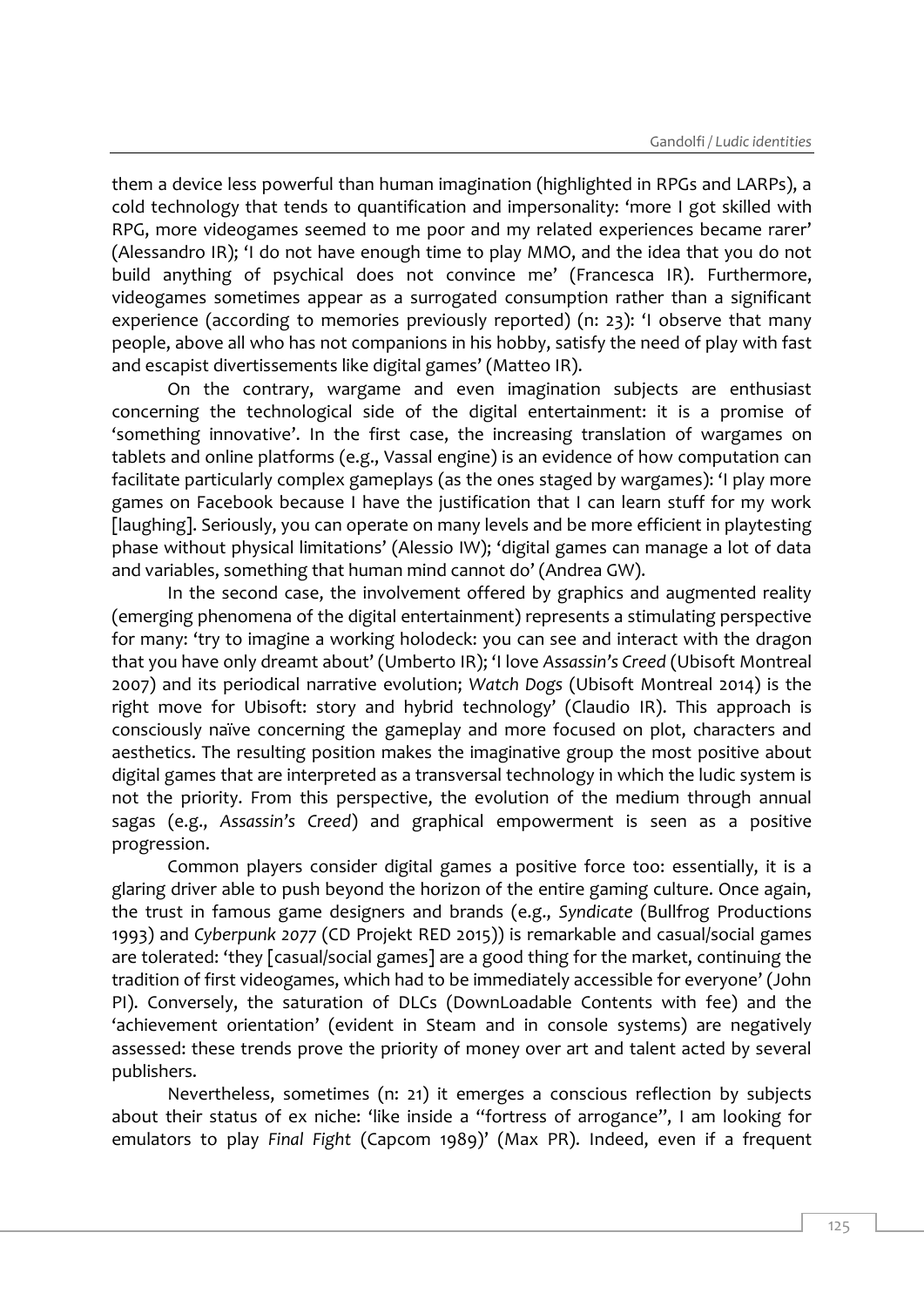them a device less powerful than human imagination (highlighted in RPGs and LARPs), a cold technology that tends to quantification and impersonality: 'more I got skilled with RPG, more videogames seemed to me poor and my related experiences became rarer' (Alessandro IR); 'I do not have enough time to play MMO, and the idea that you do not build anything of psychical does not convince me' (Francesca IR). Furthermore, videogames sometimes appear as a surrogated consumption rather than a significant experience (according to memories previously reported) (n: 23): 'I observe that many people, above all who has not companions in his hobby, satisfy the need of play with fast and escapist divertissements like digital games' (Matteo IR).

On the contrary, wargame and even imagination subjects are enthusiast concerning the technological side of the digital entertainment: it is a promise of 'something innovative'. In the first case, the increasing translation of wargames on tablets and online platforms (e.g., Vassal engine) is an evidence of how computation can facilitate particularly complex gameplays (as the ones staged by wargames): 'I play more games on Facebook because I have the justification that I can learn stuff for my work [laughing]. Seriously, you can operate on many levels and be more efficient in playtesting phase without physical limitations' (Alessio IW); 'digital games can manage a lot of data and variables, something that human mind cannot do' (Andrea GW).

In the second case, the involvement offered by graphics and augmented reality (emerging phenomena of the digital entertainment) represents a stimulating perspective for many: 'try to imagine a working holodeck: you can see and interact with the dragon that you have only dreamt about' (Umberto IR); 'I love *Assassin's Creed* (Ubisoft Montreal 2007) and its periodical narrative evolution; *Watch Dogs* (Ubisoft Montreal 2014) is the right move for Ubisoft: story and hybrid technology' (Claudio IR). This approach is consciously naïve concerning the gameplay and more focused on plot, characters and aesthetics. The resulting position makes the imaginative group the most positive about digital games that are interpreted as a transversal technology in which the ludic system is not the priority. From this perspective, the evolution of the medium through annual sagas (e.g., *Assassin's Creed*) and graphical empowerment is seen as a positive progression.

Common players consider digital games a positive force too: essentially, it is a glaring driver able to push beyond the horizon of the entire gaming culture. Once again, the trust in famous game designers and brands (e.g., *Syndicate* (Bullfrog Productions 1993) and *Cyberpunk 2077* (CD Projekt RED 2015)) is remarkable and casual/social games are tolerated: 'they [casual/social games] are a good thing for the market, continuing the tradition of first videogames, which had to be immediately accessible for everyone' (John PI). Conversely, the saturation of DLCs (DownLoadable Contents with fee) and the 'achievement orientation' (evident in Steam and in console systems) are negatively assessed: these trends prove the priority of money over art and talent acted by several publishers.

Nevertheless, sometimes (n: 21) it emerges a conscious reflection by subjects about their status of ex niche: 'like inside a "fortress of arrogance", I am looking for emulators to play *Final Fight* (Capcom 1989)' (Max PR). Indeed, even if a frequent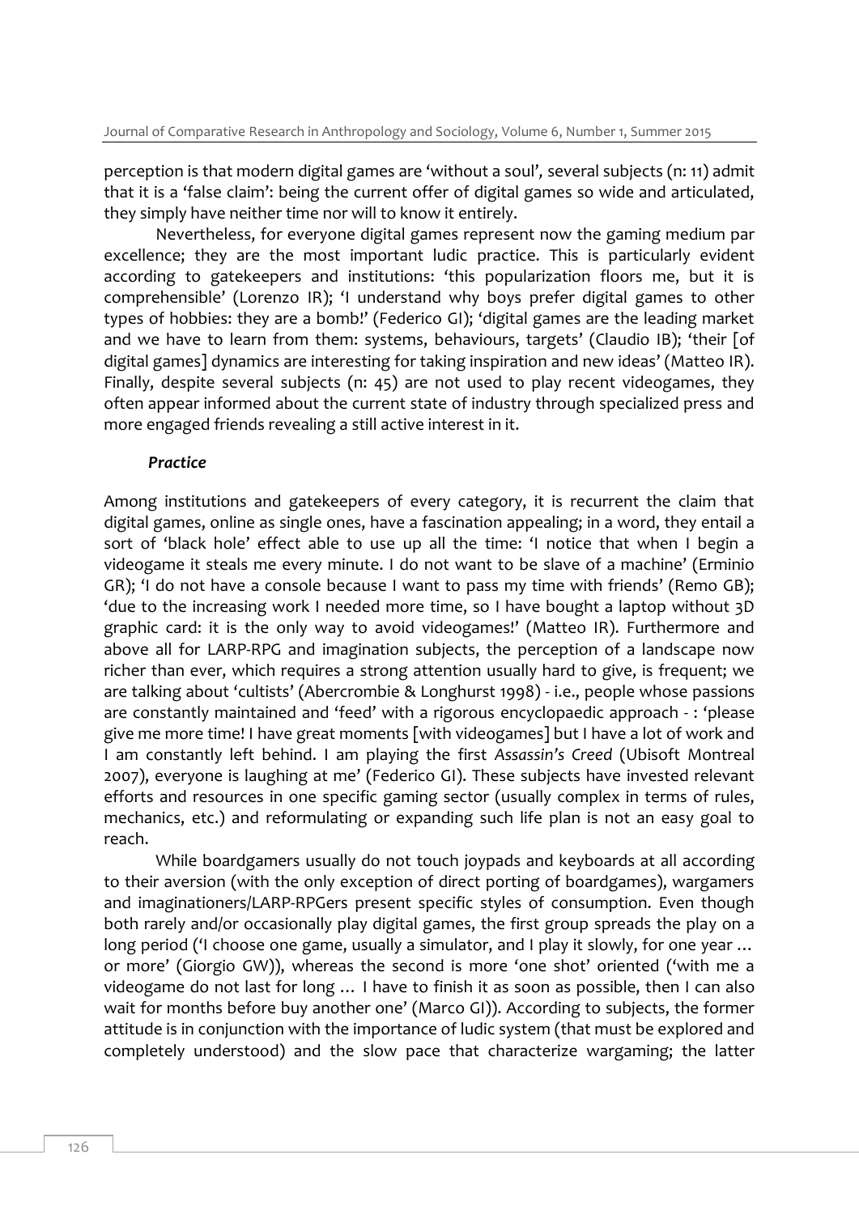perception is that modern digital games are 'without a soul', several subjects (n: 11) admit that it is a 'false claim': being the current offer of digital games so wide and articulated, they simply have neither time nor will to know it entirely.

Nevertheless, for everyone digital games represent now the gaming medium par excellence; they are the most important ludic practice. This is particularly evident according to gatekeepers and institutions: 'this popularization floors me, but it is comprehensible' (Lorenzo IR); 'I understand why boys prefer digital games to other types of hobbies: they are a bomb!' (Federico GI); 'digital games are the leading market and we have to learn from them: systems, behaviours, targets' (Claudio IB); 'their [of digital games] dynamics are interesting for taking inspiration and new ideas' (Matteo IR). Finally, despite several subjects (n: 45) are not used to play recent videogames, they often appear informed about the current state of industry through specialized press and more engaged friends revealing a still active interest in it.

### *Practice*

Among institutions and gatekeepers of every category, it is recurrent the claim that digital games, online as single ones, have a fascination appealing; in a word, they entail a sort of 'black hole' effect able to use up all the time: 'I notice that when I begin a videogame it steals me every minute. I do not want to be slave of a machine' (Erminio GR); 'I do not have a console because I want to pass my time with friends' (Remo GB); 'due to the increasing work I needed more time, so I have bought a laptop without 3D graphic card: it is the only way to avoid videogames!' (Matteo IR). Furthermore and above all for LARP-RPG and imagination subjects, the perception of a landscape now richer than ever, which requires a strong attention usually hard to give, is frequent; we are talking about 'cultists' (Abercrombie & Longhurst 1998) - i.e., people whose passions are constantly maintained and 'feed' with a rigorous encyclopaedic approach - : 'please give me more time! I have great moments [with videogames] but I have a lot of work and I am constantly left behind. I am playing the first *Assassin's Creed* (Ubisoft Montreal 2007), everyone is laughing at me' (Federico GI). These subjects have invested relevant efforts and resources in one specific gaming sector (usually complex in terms of rules, mechanics, etc.) and reformulating or expanding such life plan is not an easy goal to reach.

While boardgamers usually do not touch joypads and keyboards at all according to their aversion (with the only exception of direct porting of boardgames), wargamers and imaginationers/LARP-RPGers present specific styles of consumption. Even though both rarely and/or occasionally play digital games, the first group spreads the play on a long period ('I choose one game, usually a simulator, and I play it slowly, for one year … or more' (Giorgio GW)), whereas the second is more 'one shot' oriented ('with me a videogame do not last for long … I have to finish it as soon as possible, then I can also wait for months before buy another one' (Marco GI)). According to subjects, the former attitude is in conjunction with the importance of ludic system (that must be explored and completely understood) and the slow pace that characterize wargaming; the latter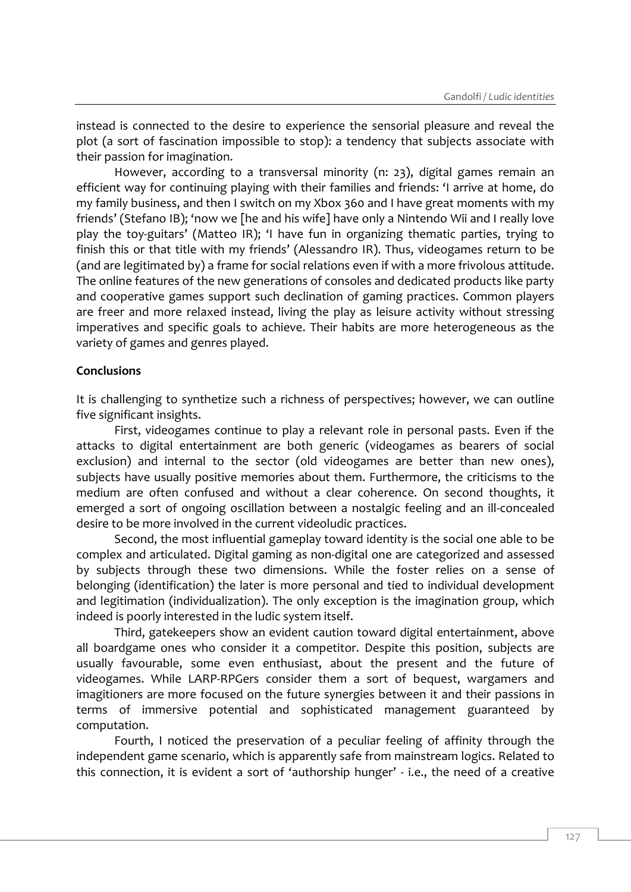instead is connected to the desire to experience the sensorial pleasure and reveal the plot (a sort of fascination impossible to stop): a tendency that subjects associate with their passion for imagination.

However, according to a transversal minority (n: 23), digital games remain an efficient way for continuing playing with their families and friends: 'I arrive at home, do my family business, and then I switch on my Xbox 360 and I have great moments with my friends' (Stefano IB); 'now we [he and his wife] have only a Nintendo Wii and I really love play the toy-guitars' (Matteo IR); 'I have fun in organizing thematic parties, trying to finish this or that title with my friends' (Alessandro IR). Thus, videogames return to be (and are legitimated by) a frame for social relations even if with a more frivolous attitude. The online features of the new generations of consoles and dedicated products like party and cooperative games support such declination of gaming practices. Common players are freer and more relaxed instead, living the play as leisure activity without stressing imperatives and specific goals to achieve. Their habits are more heterogeneous as the variety of games and genres played.

**Conclusions**

It is challenging to synthetize such a richness of perspectives; however, we can outline five significant insights.

First, videogames continue to play a relevant role in personal pasts. Even if the attacks to digital entertainment are both generic (videogames as bearers of social exclusion) and internal to the sector (old videogames are better than new ones), subjects have usually positive memories about them. Furthermore, the criticisms to the medium are often confused and without a clear coherence. On second thoughts, it emerged a sort of ongoing oscillation between a nostalgic feeling and an ill-concealed desire to be more involved in the current videoludic practices.

Second, the most influential gameplay toward identity is the social one able to be complex and articulated. Digital gaming as non-digital one are categorized and assessed by subjects through these two dimensions. While the foster relies on a sense of belonging (identification) the later is more personal and tied to individual development and legitimation (individualization). The only exception is the imagination group, which indeed is poorly interested in the ludic system itself.

Third, gatekeepers show an evident caution toward digital entertainment, above all boardgame ones who consider it a competitor. Despite this position, subjects are usually favourable, some even enthusiast, about the present and the future of videogames. While LARP-RPGers consider them a sort of bequest, wargamers and imagitioners are more focused on the future synergies between it and their passions in terms of immersive potential and sophisticated management guaranteed by computation.

Fourth, I noticed the preservation of a peculiar feeling of affinity through the independent game scenario, which is apparently safe from mainstream logics. Related to this connection, it is evident a sort of 'authorship hunger' - i.e., the need of a creative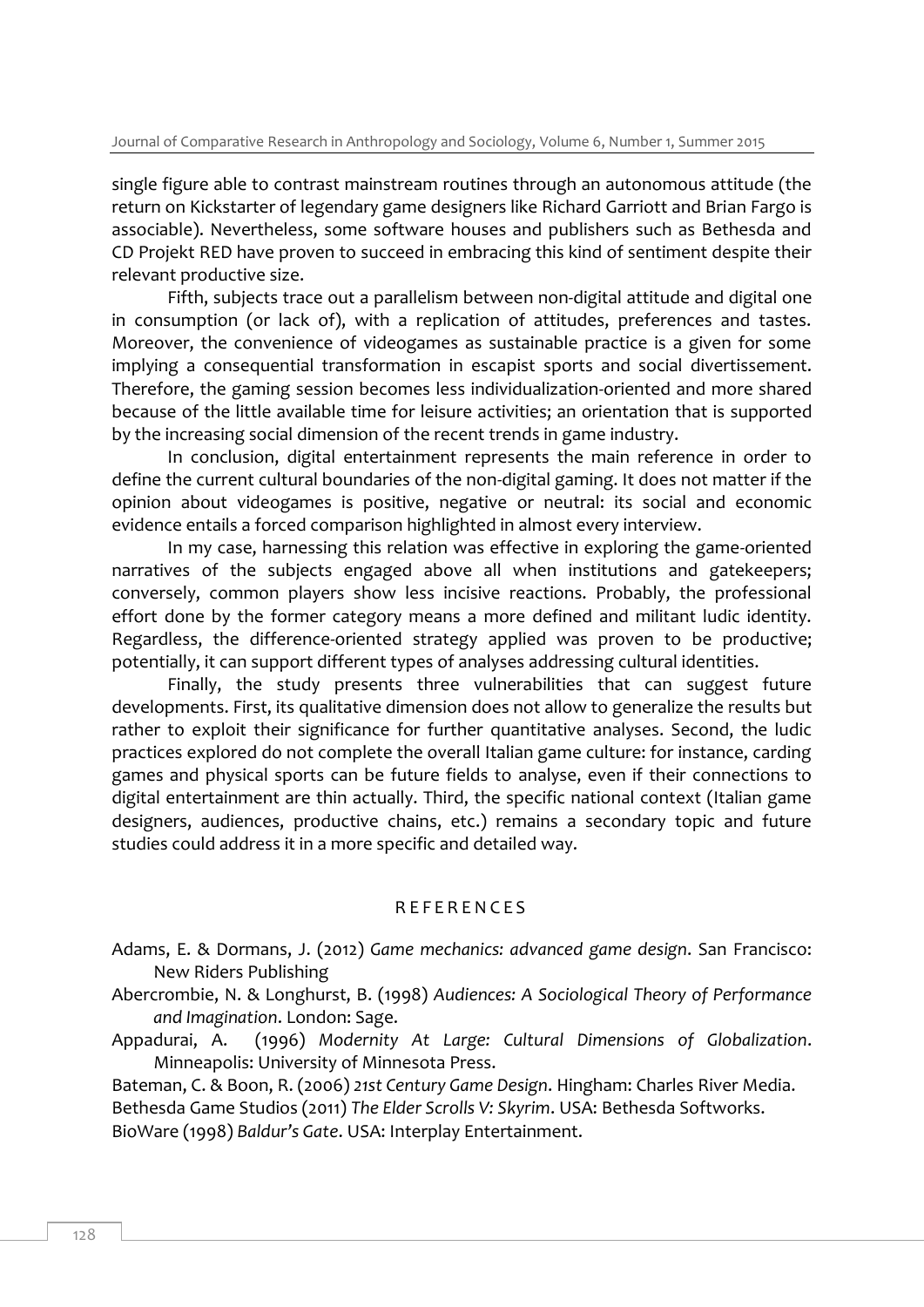single figure able to contrast mainstream routines through an autonomous attitude (the return on Kickstarter of legendary game designers like Richard Garriott and Brian Fargo is associable). Nevertheless, some software houses and publishers such as Bethesda and CD Projekt RED have proven to succeed in embracing this kind of sentiment despite their relevant productive size.

Fifth, subjects trace out a parallelism between non-digital attitude and digital one in consumption (or lack of), with a replication of attitudes, preferences and tastes. Moreover, the convenience of videogames as sustainable practice is a given for some implying a consequential transformation in escapist sports and social divertissement. Therefore, the gaming session becomes less individualization-oriented and more shared because of the little available time for leisure activities; an orientation that is supported by the increasing social dimension of the recent trends in game industry.

In conclusion, digital entertainment represents the main reference in order to define the current cultural boundaries of the non-digital gaming. It does not matter if the opinion about videogames is positive, negative or neutral: its social and economic evidence entails a forced comparison highlighted in almost every interview.

In my case, harnessing this relation was effective in exploring the game-oriented narratives of the subjects engaged above all when institutions and gatekeepers; conversely, common players show less incisive reactions. Probably, the professional effort done by the former category means a more defined and militant ludic identity. Regardless, the difference-oriented strategy applied was proven to be productive; potentially, it can support different types of analyses addressing cultural identities.

Finally, the study presents three vulnerabilities that can suggest future developments. First, its qualitative dimension does not allow to generalize the results but rather to exploit their significance for further quantitative analyses. Second, the ludic practices explored do not complete the overall Italian game culture: for instance, carding games and physical sports can be future fields to analyse, even if their connections to digital entertainment are thin actually. Third, the specific national context (Italian game designers, audiences, productive chains, etc.) remains a secondary topic and future studies could address it in a more specific and detailed way.

## REFERENCES

Adams, E. & Dormans, J. (2012) *Game mechanics: advanced game design*. San Francisco: New Riders Publishing

Abercrombie, N. & Longhurst, B. (1998) *Audiences: A Sociological Theory of Performance and Imagination*. London: Sage.

Appadurai, A. (1996) *Modernity At Large: Cultural Dimensions of Globalization*. Minneapolis: University of Minnesota Press.

Bateman, C. & Boon, R. (2006) *21st Century Game Design*. Hingham: Charles River Media.

Bethesda Game Studios (2011) *The Elder Scrolls V: Skyrim*. USA: Bethesda Softworks.

BioWare (1998) *Baldur's Gate*. USA: Interplay Entertainment.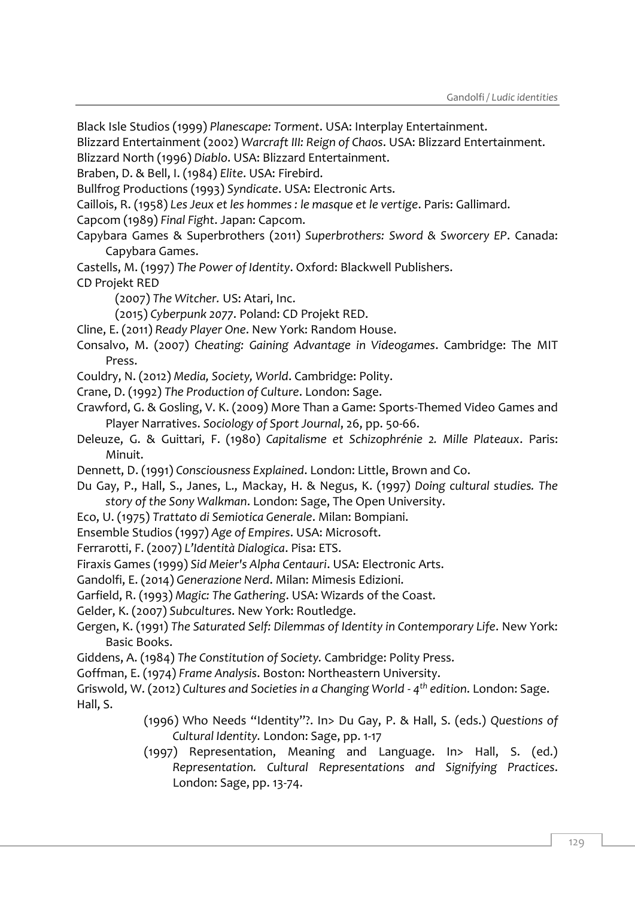Black Isle Studios (1999) *Planescape: Torment*. USA: Interplay Entertainment.

Blizzard Entertainment (2002) *Warcraft III: Reign of Chaos*. USA: Blizzard Entertainment.

Blizzard North (1996) *Diablo*. USA: Blizzard Entertainment.

Braben, D. & Bell, I. (1984) *Elite*. USA: Firebird.

Bullfrog Productions (1993) *Syndicate*. USA: Electronic Arts.

Caillois, R. (1958) *Les Jeux et les hommes : le masque et le vertige*. Paris: Gallimard.

Capcom (1989) *Final Fight*. Japan: Capcom.

Capybara Games & Superbrothers (2011) *Superbrothers: Sword & Sworcery EP*. Canada: Capybara Games.

Castells, M. (1997) *The Power of Identity*. Oxford: Blackwell Publishers.

CD Projekt RED

(2007) *The Witcher.* US: Atari, Inc.

(2015) *Cyberpunk 2077*. Poland: CD Projekt RED.

Cline, E. (2011) *Ready Player One*. New York: Random House.

Consalvo, M. (2007) *Cheating: Gaining Advantage in Videogames*. Cambridge: The MIT Press.

Couldry, N. (2012) *Media, Society, World*. Cambridge: Polity.

Crane, D. (1992) *The Production of Culture*. London: Sage.

Crawford, G. & Gosling, V. K. (2009) More Than a Game: Sports-Themed Video Games and Player Narratives. *Sociology of Sport Journal*, 26, pp. 50-66.

Deleuze, G. & Guittari, F. (1980) *Capitalisme et Schizophrénie 2. Mille Plateaux*. Paris: Minuit.

Dennett, D. (1991) *Consciousness Explained*. London: Little, Brown and Co.

Du Gay, P., Hall, S., Janes, L., Mackay, H. & Negus, K. (1997) *Doing cultural studies. The story of the Sony Walkman*. London: Sage, The Open University.

Eco, U. (1975) *Trattato di Semiotica Generale*. Milan: Bompiani.

Ensemble Studios (1997) *Age of Empires*. USA: Microsoft.

Ferrarotti, F. (2007) *L'Identità Dialogica*. Pisa: ETS.

Firaxis Games (1999) *Sid Meier's Alpha Centauri*. USA: Electronic Arts.

Gandolfi, E. (2014) *Generazione Nerd*. Milan: Mimesis Edizioni.

Garfield, R. (1993) *Magic: The Gathering*. USA: Wizards of the Coast.

Gelder, K. (2007) *Subcultures*. New York: Routledge.

Gergen, K. (1991) *The Saturated Self: Dilemmas of Identity in Contemporary Life*. New York: Basic Books.

Giddens, A. (1984) *The Constitution of Society.* Cambridge: Polity Press.

Goffman, E. (1974) *Frame Analysis*. Boston: Northeastern University.

Griswold, W. (2012) *Cultures and Societies in a Changing World - 4th edition*. London: Sage.

Hall, S.

(1996) Who Needs "Identity"?. In> Du Gay, P. & Hall, S. (eds.) *Questions of Cultural Identity.* London: Sage, pp. 1-17

(1997) Representation, Meaning and Language. In> Hall, S. (ed.) *Representation. Cultural Representations and Signifying Practices*. London: Sage, pp. 13-74.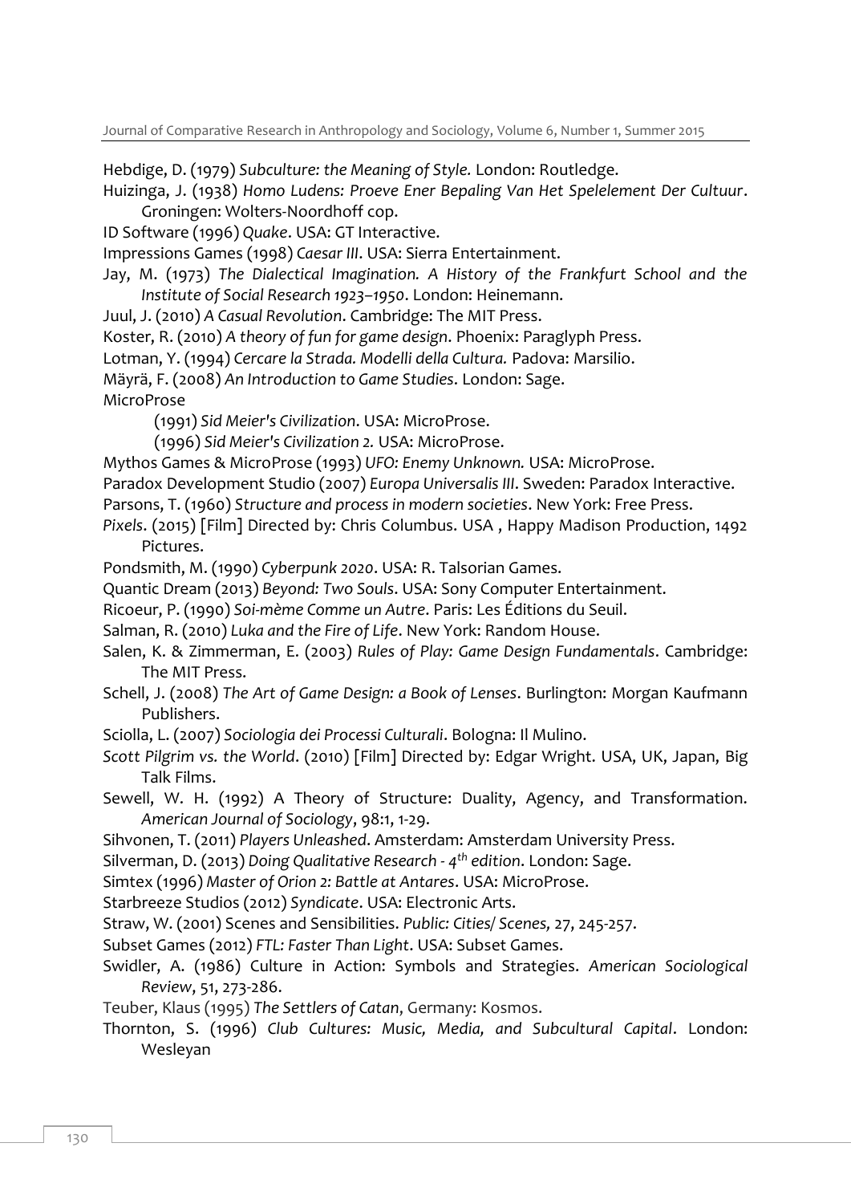Hebdige, D. (1979) *Subculture: the Meaning of Style.* London: Routledge.

Huizinga, J. (1938) *Homo Ludens: Proeve Ener Bepaling Van Het Spelelement Der Cultuur*. Groningen: Wolters-Noordhoff cop.

ID Software (1996) *Quake*. USA: GT Interactive.

Impressions Games (1998) *Caesar III*. USA: Sierra Entertainment.

Jay, M. (1973) *The Dialectical Imagination. A History of the Frankfurt School and the Institute of Social Research 1923–1950*. London: Heinemann.

Juul, J. (2010) *A Casual Revolution*. Cambridge: The MIT Press.

Koster, R. (2010) *A theory of fun for game design*. Phoenix: Paraglyph Press.

Lotman, Y. (1994) *Cercare la Strada. Modelli della Cultura.* Padova: Marsilio.

Mäyrä, F. (2008) *An Introduction to Game Studies*. London: Sage.

MicroProse

(1991) *Sid Meier's Civilization*. USA: MicroProse.

(1996) *Sid Meier's Civilization 2.* USA: MicroProse.

Mythos Games & MicroProse (1993) *UFO: Enemy Unknown.* USA: MicroProse.

Paradox Development Studio (2007) *Europa Universalis III*. Sweden: Paradox Interactive.

Parsons, T. (1960) *Structure and process in modern societies*. New York: Free Press.

*Pixels*. (2015) [Film] Directed by: Chris Columbus. USA , Happy Madison Production, 1492 Pictures.

Pondsmith, M. (1990) *Cyberpunk 2020*. USA: R. Talsorian Games.

Quantic Dream (2013) *Beyond: Two Souls*. USA: Sony Computer Entertainment.

Ricoeur, P. (1990) *Soi-mème Comme un Autre*. Paris: Les Éditions du Seuil.

Salman, R. (2010) *Luka and the Fire of Life*. New York: Random House.

Salen, K. & Zimmerman, E. (2003) *Rules of Play: Game Design Fundamentals*. Cambridge: The MIT Press.

Schell, J. (2008) *The Art of Game Design: a Book of Lenses*. Burlington: Morgan Kaufmann Publishers.

Sciolla, L. (2007) *Sociologia dei Processi Culturali*. Bologna: Il Mulino.

*Scott Pilgrim vs. the World*. (2010) [Film] Directed by: Edgar Wright. USA, UK, Japan, Big Talk Films.

Sewell, W. H. (1992) A Theory of Structure: Duality, Agency, and Transformation. *American Journal of Sociology*, 98:1, 1-29.

Sihvonen, T. (2011) *Players Unleashed*. Amsterdam: Amsterdam University Press.

Silverman, D. (2013) *Doing Qualitative Research - 4th edition*. London: Sage.

Simtex (1996) *Master of Orion 2: Battle at Antares*. USA: MicroProse.

Starbreeze Studios (2012) *Syndicate*. USA: Electronic Arts.

Straw, W. (2001) Scenes and Sensibilities. *Public: Cities/ Scenes,* 27, 245-257.

Subset Games (2012) *FTL: Faster Than Light*. USA: Subset Games.

Swidler, A. (1986) Culture in Action: Symbols and Strategies. *American Sociological Review*, 51, 273-286.

Teuber, Klaus (1995) *The Settlers of Catan*, Germany: Kosmos.

Thornton, S. (1996) *Club Cultures: Music, Media, and Subcultural Capital*. London: Wesleyan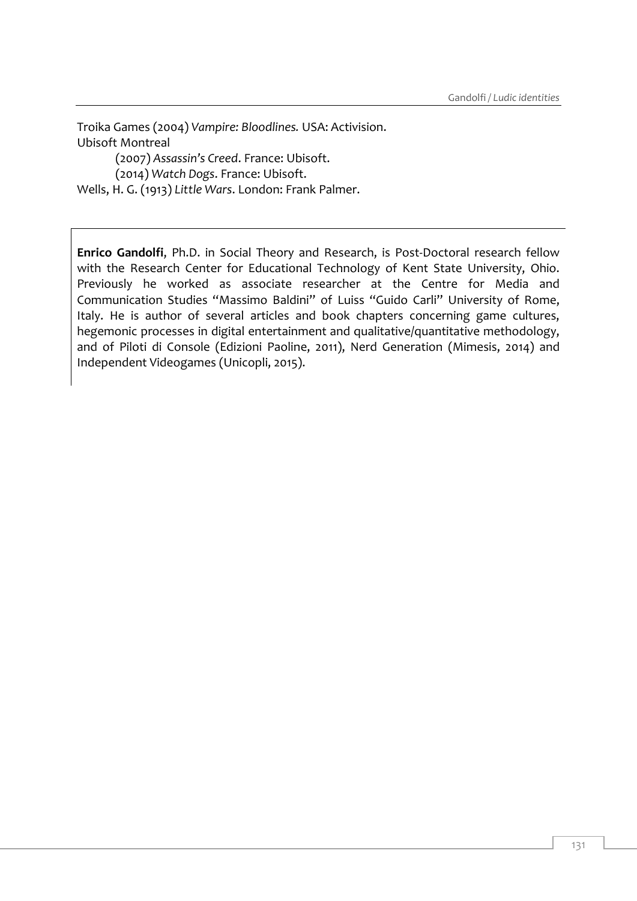Troika Games (2004) *Vampire: Bloodlines.* USA: Activision.
Ubisoft Montreal

(2007) *Assassin's Creed*. France: Ubisoft.

(2014) *Watch Dogs*. France: Ubisoft.

Wells, H. G. (1913) *Little Wars*. London: Frank Palmer.

**Enrico Gandolfi**, Ph.D. in Social Theory and Research, is Post-Doctoral research fellow with the Research Center for Educational Technology of Kent State University, Ohio. Previously he worked as associate researcher at the Centre for Media and Communication Studies "Massimo Baldini" of Luiss "Guido Carli" University of Rome, Italy. He is author of several articles and book chapters concerning game cultures, hegemonic processes in digital entertainment and qualitative/quantitative methodology, and of Piloti di Console (Edizioni Paoline, 2011), Nerd Generation (Mimesis, 2014) and Independent Videogames (Unicopli, 2015).